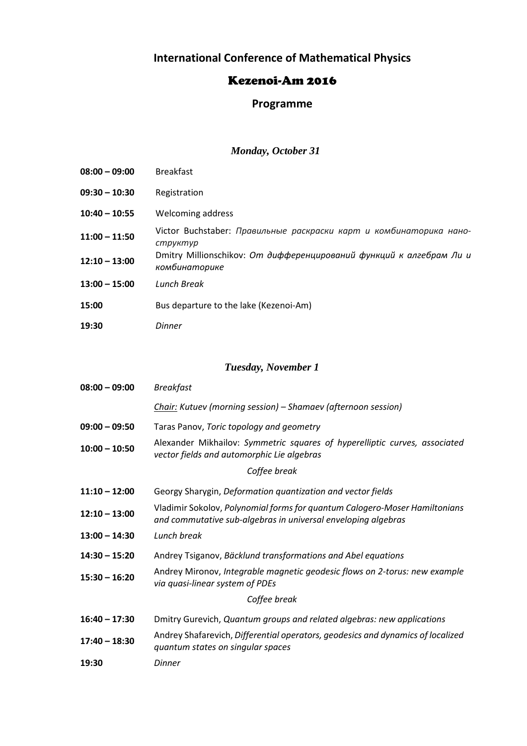# International Conference of Mathematical Physics

## Kezenoi-Am 2016

## Programme

### *Monday, October 31*

| | |
|---|---|
| **08:00 – 09:00** | Breakfast |
| **09:30 – 10:30** | Registration |
| **10:40 – 10:55** | Welcoming address |
| **11:00 – 11:50** | Victor Buchstaber: *Правильные раскраски карт и комбинаторика нано-структур* |
| **12:10 – 13:00** | Dmitry Millionschikov: *От дифференцирований функций к алгебрам Ли и комбинаторике* |
| **13:00 – 15:00** | *Lunch Break* |
| **15:00** | Bus departure to the lake (Kezenoi-Am) |
| **19:30** | *Dinner* |

### *Tuesday, November 1*

| | |
|---|---|
| **08:00 – 09:00** | *Breakfast* |
| | *Chair: Kutuev (morning session) – Shamaev (afternoon session)* |
| **09:00 – 09:50** | Taras Panov, *Toric topology and geometry* |
| **10:00 – 10:50** | Alexander Mikhailov: *Symmetric squares of hyperelliptic curves, associated vector fields and automorphic Lie algebras* |
| | *Coffee break* |
| **11:10 – 12:00** | Georgy Sharygin, *Deformation quantization and vector fields* |
| **12:10 – 13:00** | Vladimir Sokolov, *Polynomial forms for quantum Calogero-Moser Hamiltonians and commutative sub-algebras in universal enveloping algebras* |
| **13:00 – 14:30** | *Lunch break* |
| **14:30 – 15:20** | Andrey Tsiganov, *Bäcklund transformations and Abel equations* |
| **15:30 – 16:20** | Andrey Mironov, *Integrable magnetic geodesic flows on 2-torus: new example via quasi-linear system of PDEs* |
| | *Coffee break* |
| **16:40 – 17:30** | Dmitry Gurevich, *Quantum groups and related algebras: new applications* |
| **17:40 – 18:30** | Andrey Shafarevich, *Differential operators, geodesics and dynamics of localized quantum states on singular spaces* |
| **19:30** | *Dinner* |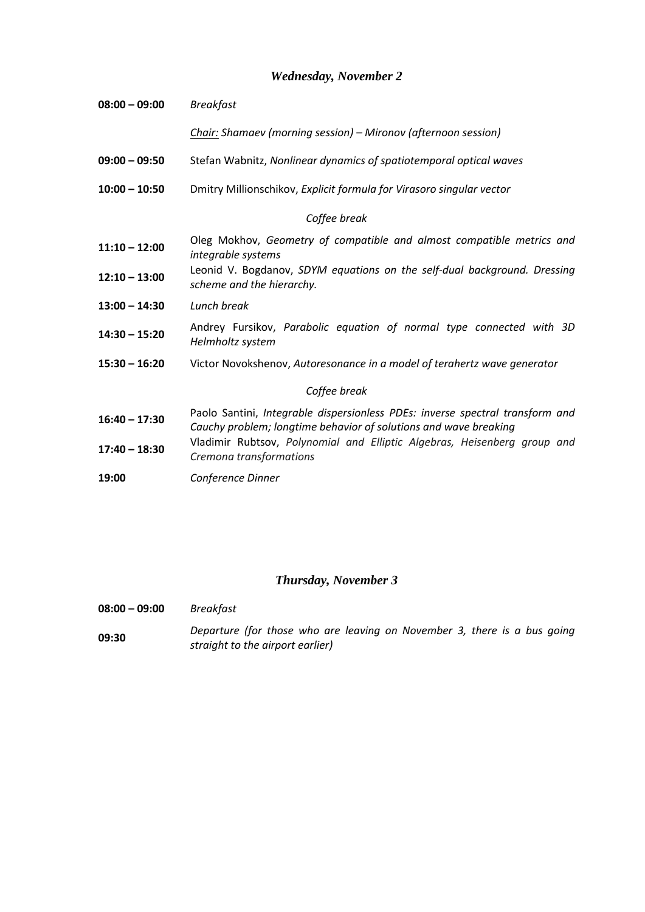### *Wednesday, November 2*

| | |
|---|---|
| **08:00 – 09:00** | *Breakfast* |
| | *Chair: Shamaev (morning session) – Mironov (afternoon session)* |
| **09:00 – 09:50** | Stefan Wabnitz, *Nonlinear dynamics of spatiotemporal optical waves* |
| **10:00 – 10:50** | Dmitry Millionschikov, *Explicit formula for Virasoro singular vector* |
| | *Coffee break* |
| **11:10 – 12:00** | Oleg Mokhov, *Geometry of compatible and almost compatible metrics and integrable systems* |
| **12:10 – 13:00** | Leonid V. Bogdanov, *SDYM equations on the self-dual background. Dressing scheme and the hierarchy.* |
| **13:00 – 14:30** | *Lunch break* |
| **14:30 – 15:20** | Andrey Fursikov, *Parabolic equation of normal type connected with 3D Helmholtz system* |
| **15:30 – 16:20** | Victor Novokshenov, *Autoresonance in a model of terahertz wave generator* |
| | *Coffee break* |
| **16:40 – 17:30** | Paolo Santini, *Integrable dispersionless PDEs: inverse spectral transform and Cauchy problem; longtime behavior of solutions and wave breaking* |
| **17:40 – 18:30** | Vladimir Rubtsov, *Polynomial and Elliptic Algebras, Heisenberg group and Cremona transformations* |
| **19:00** | *Conference Dinner* |

### *Thursday, November 3*

| | |
|---|---|
| **08:00 – 09:00** | *Breakfast* |
| **09:30** | *Departure (for those who are leaving on November 3, there is a bus going straight to the airport earlier)* |